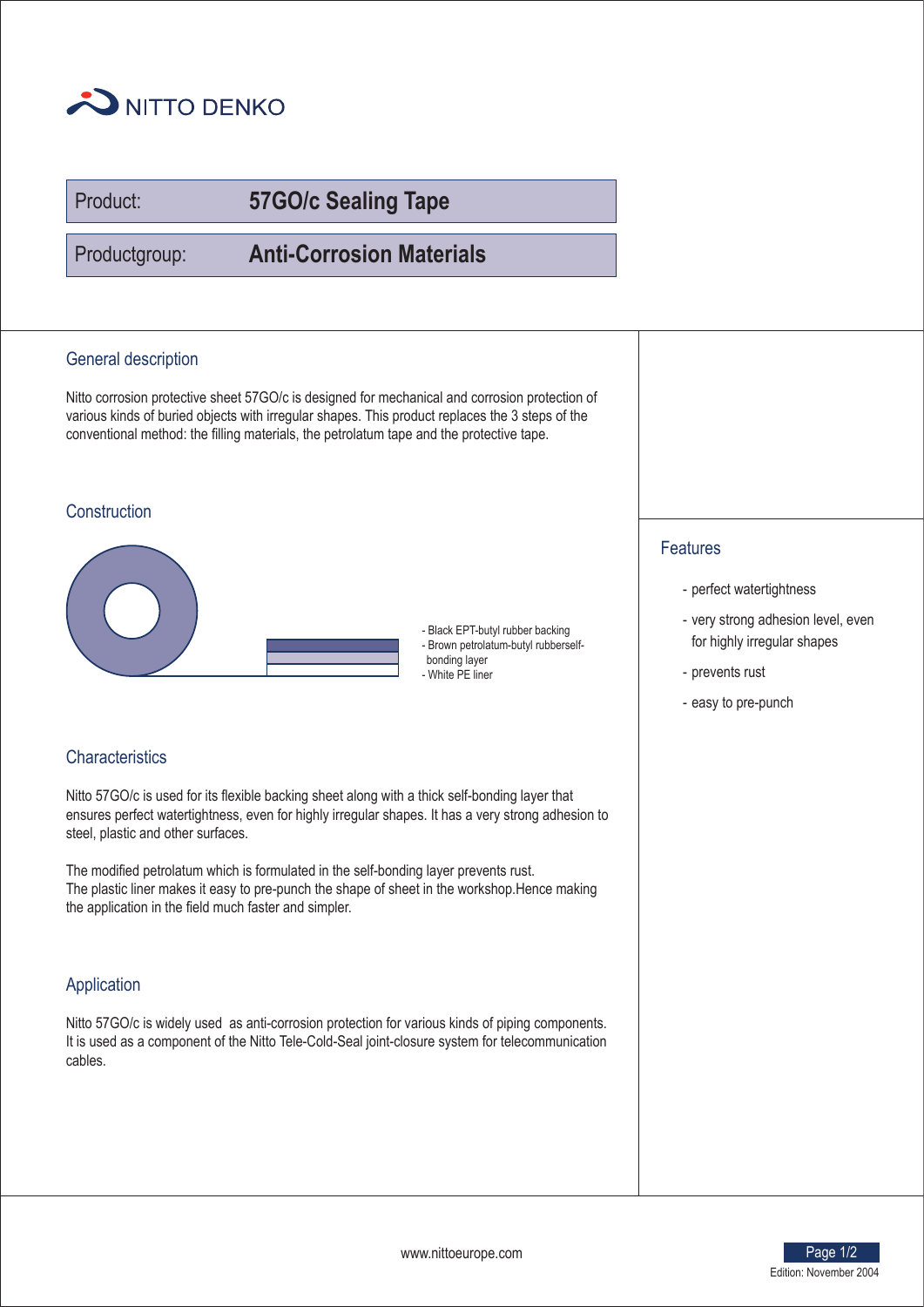NITTO DENKO

Product: **57GO/c Sealing Tape**

Productgroup: **Anti-Corrosion Materials**

## General description

Nitto corrosion protective sheet 57GO/c is designed for mechanical and corrosion protection of various kinds of buried objects with irregular shapes. This product replaces the 3 steps of the conventional method: the filling materials, the petrolatum tape and the protective tape.

## Construction

- Black EPT-butyl rubber backing
- Brown petrolatum-butyl rubberself-bonding layer
- White PE liner

## Characteristics

Nitto 57GO/c is used for its flexible backing sheet along with a thick self-bonding layer that ensures perfect watertightness, even for highly irregular shapes. It has a very strong adhesion to steel, plastic and other surfaces.

The modified petrolatum which is formulated in the self-bonding layer prevents rust.
The plastic liner makes it easy to pre-punch the shape of sheet in the workshop.Hence making the application in the field much faster and simpler.

## Application

Nitto 57GO/c is widely used as anti-corrosion protection for various kinds of piping components. It is used as a component of the Nitto Tele-Cold-Seal joint-closure system for telecommunication cables.

## Features

- perfect watertightness
- very strong adhesion level, even for highly irregular shapes
- prevents rust
- easy to pre-punch

www.nittoeurope.com

Edition: November 2004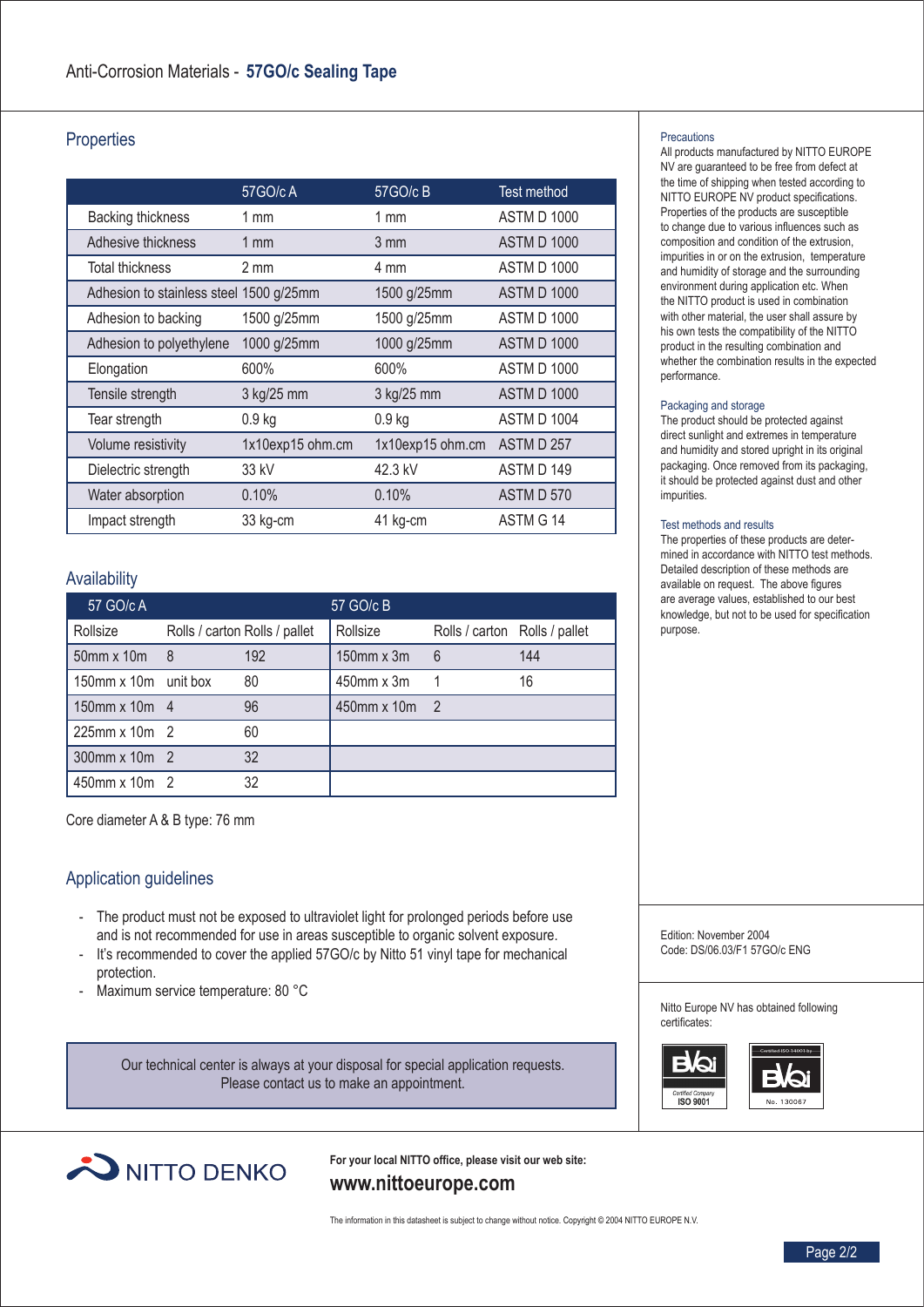# Anti-Corrosion Materials - **57GO/c Sealing Tape**

## Properties

| | 57GO/c A | 57GO/c B | Test method |
|---|---|---|---|
| Backing thickness | 1 mm | 1 mm | ASTM D 1000 |
| Adhesive thickness | 1 mm | 3 mm | ASTM D 1000 |
| Total thickness | 2 mm | 4 mm | ASTM D 1000 |
| Adhesion to stainless steel | 1500 g/25mm | 1500 g/25mm | ASTM D 1000 |
| Adhesion to backing | 1500 g/25mm | 1500 g/25mm | ASTM D 1000 |
| Adhesion to polyethylene | 1000 g/25mm | 1000 g/25mm | ASTM D 1000 |
| Elongation | 600% | 600% | ASTM D 1000 |
| Tensile strength | 3 kg/25 mm | 3 kg/25 mm | ASTM D 1000 |
| Tear strength | 0.9 kg | 0.9 kg | ASTM D 1004 |
| Volume resistivity | 1x10exp15 ohm.cm | 1x10exp15 ohm.cm | ASTM D 257 |
| Dielectric strength | 33 kV | 42.3 kV | ASTM D 149 |
| Water absorption | 0.10% | 0.10% | ASTM D 570 |
| Impact strength | 33 kg-cm | 41 kg-cm | ASTM G 14 |

## Availability

| 57 GO/c A | | | 57 GO/c B | | |
|---|---|---|---|---|---|
| Rollsize | Rolls / carton | Rolls / pallet | Rollsize | Rolls / carton | Rolls / pallet |
| 50mm x 10m | 8 | 192 | 150mm x 3m | 6 | 144 |
| 150mm x 10m | unit box | 80 | 450mm x 3m | 1 | 16 |
| 150mm x 10m | 4 | 96 | 450mm x 10m | 2 | |
| 225mm x 10m | 2 | 60 | | | |
| 300mm x 10m | 2 | 32 | | | |
| 450mm x 10m | 2 | 32 | | | |

Core diameter A & B type: 76 mm

## Application guidelines

- The product must not be exposed to ultraviolet light for prolonged periods before use and is not recommended for use in areas susceptible to organic solvent exposure.
- It's recommended to cover the applied 57GO/c by Nitto 51 vinyl tape for mechanical protection.
- Maximum service temperature: 80 °C

Our technical center is always at your disposal for special application requests. Please contact us to make an appointment.

### Precautions

All products manufactured by NITTO EUROPE NV are guaranteed to be free from defect at the time of shipping when tested according to NITTO EUROPE NV product specifications. Properties of the products are susceptible to change due to various influences such as composition and condition of the extrusion, impurities in or on the extrusion, temperature and humidity of storage and the surrounding environment during application etc. When the NITTO product is used in combination with other material, the user shall assure by his own tests the compatibility of the NITTO product in the resulting combination and whether the combination results in the expected performance.

### Packaging and storage

The product should be protected against direct sunlight and extremes in temperature and humidity and stored upright in its original packaging. Once removed from its packaging, it should be protected against dust and other impurities.

### Test methods and results

The properties of these products are determined in accordance with NITTO test methods. Detailed description of these methods are available on request. The above figures are average values, established to our best knowledge, but not to be used for specification purpose.

Edition: November 2004
Code: DS/06.03/F1 57GO/c ENG

Nitto Europe NV has obtained following certificates:

Certified Company ISO 9001

Certified ISO 14001 by No. 130067

NITTO DENKO

**For your local NITTO office, please visit our web site:**
**www.nittoeurope.com**

The information in this datasheet is subject to change without notice. Copyright © 2004 NITTO EUROPE N.V.